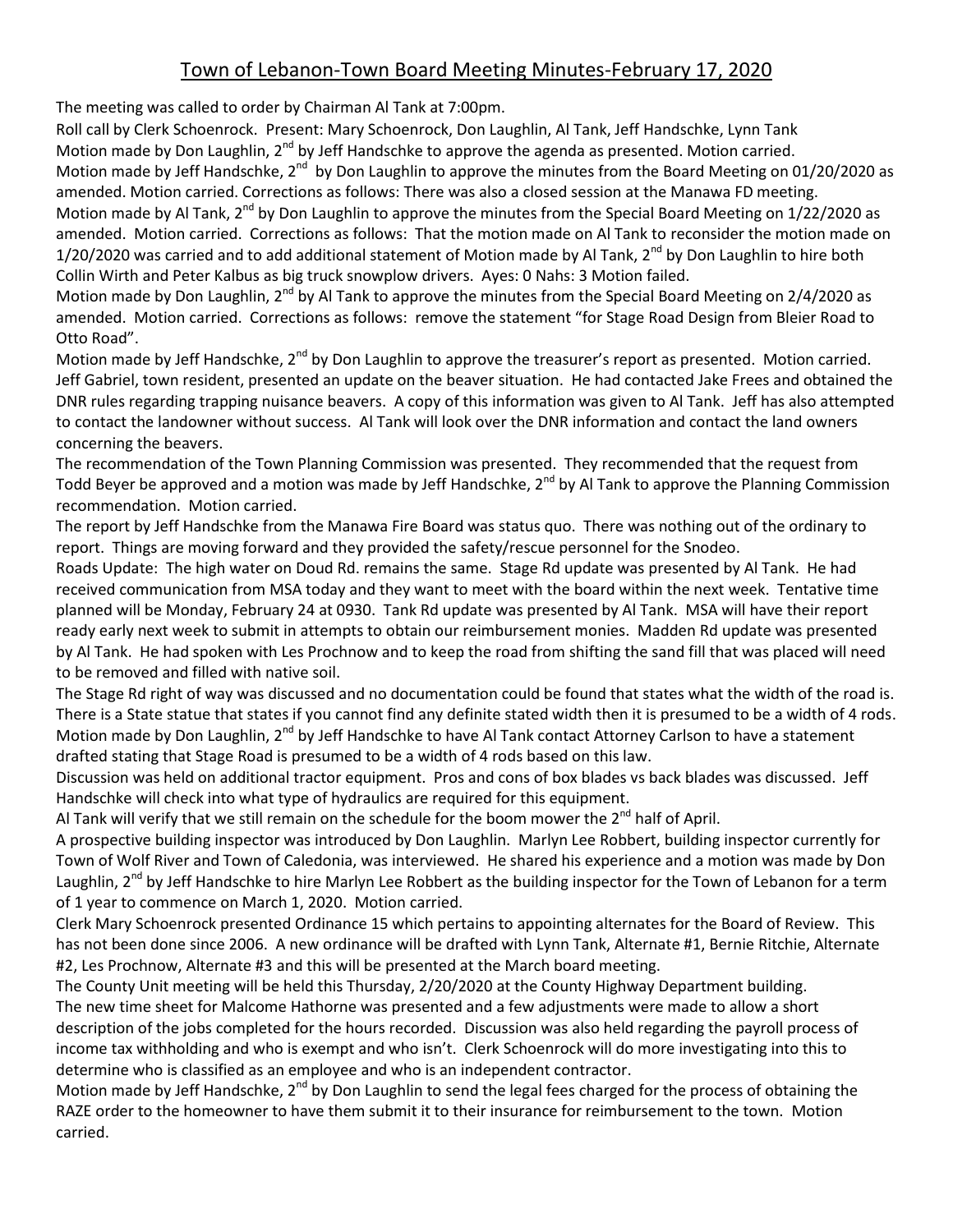# Town of Lebanon-Town Board Meeting Minutes-February 17, 2020

The meeting was called to order by Chairman Al Tank at 7:00pm.

Roll call by Clerk Schoenrock. Present: Mary Schoenrock, Don Laughlin, Al Tank, Jeff Handschke, Lynn Tank

Motion made by Don Laughlin, 2nd by Jeff Handschke to approve the agenda as presented. Motion carried.

Motion made by Jeff Handschke, 2nd by Don Laughlin to approve the minutes from the Board Meeting on 01/20/2020 as amended. Motion carried. Corrections as follows: There was also a closed session at the Manawa FD meeting.

Motion made by Al Tank, 2nd by Don Laughlin to approve the minutes from the Special Board Meeting on 1/22/2020 as amended. Motion carried. Corrections as follows: That the motion made on Al Tank to reconsider the motion made on 1/20/2020 was carried and to add additional statement of Motion made by Al Tank, 2nd by Don Laughlin to hire both Collin Wirth and Peter Kalbus as big truck snowplow drivers. Ayes: 0 Nahs: 3 Motion failed.

Motion made by Don Laughlin, 2nd by Al Tank to approve the minutes from the Special Board Meeting on 2/4/2020 as amended. Motion carried. Corrections as follows: remove the statement "for Stage Road Design from Bleier Road to Otto Road".

Motion made by Jeff Handschke, 2nd by Don Laughlin to approve the treasurer's report as presented. Motion carried.

Jeff Gabriel, town resident, presented an update on the beaver situation. He had contacted Jake Frees and obtained the DNR rules regarding trapping nuisance beavers. A copy of this information was given to Al Tank. Jeff has also attempted to contact the landowner without success. Al Tank will look over the DNR information and contact the land owners concerning the beavers.

The recommendation of the Town Planning Commission was presented. They recommended that the request from Todd Beyer be approved and a motion was made by Jeff Handschke, 2nd by Al Tank to approve the Planning Commission recommendation. Motion carried.

The report by Jeff Handschke from the Manawa Fire Board was status quo. There was nothing out of the ordinary to report. Things are moving forward and they provided the safety/rescue personnel for the Snodeo.

Roads Update: The high water on Doud Rd. remains the same. Stage Rd update was presented by Al Tank. He had received communication from MSA today and they want to meet with the board within the next week. Tentative time planned will be Monday, February 24 at 0930. Tank Rd update was presented by Al Tank. MSA will have their report ready early next week to submit in attempts to obtain our reimbursement monies. Madden Rd update was presented by Al Tank. He had spoken with Les Prochnow and to keep the road from shifting the sand fill that was placed will need to be removed and filled with native soil.

The Stage Rd right of way was discussed and no documentation could be found that states what the width of the road is. There is a State statue that states if you cannot find any definite stated width then it is presumed to be a width of 4 rods. Motion made by Don Laughlin, 2nd by Jeff Handschke to have Al Tank contact Attorney Carlson to have a statement drafted stating that Stage Road is presumed to be a width of 4 rods based on this law.

Discussion was held on additional tractor equipment. Pros and cons of box blades vs back blades was discussed. Jeff Handschke will check into what type of hydraulics are required for this equipment.

Al Tank will verify that we still remain on the schedule for the boom mower the 2nd half of April.

A prospective building inspector was introduced by Don Laughlin. Marlyn Lee Robbert, building inspector currently for Town of Wolf River and Town of Caledonia, was interviewed. He shared his experience and a motion was made by Don Laughlin, 2nd by Jeff Handschke to hire Marlyn Lee Robbert as the building inspector for the Town of Lebanon for a term of 1 year to commence on March 1, 2020. Motion carried.

Clerk Mary Schoenrock presented Ordinance 15 which pertains to appointing alternates for the Board of Review. This has not been done since 2006. A new ordinance will be drafted with Lynn Tank, Alternate #1, Bernie Ritchie, Alternate #2, Les Prochnow, Alternate #3 and this will be presented at the March board meeting.

The County Unit meeting will be held this Thursday, 2/20/2020 at the County Highway Department building.

The new time sheet for Malcome Hathorne was presented and a few adjustments were made to allow a short description of the jobs completed for the hours recorded. Discussion was also held regarding the payroll process of income tax withholding and who is exempt and who isn't. Clerk Schoenrock will do more investigating into this to determine who is classified as an employee and who is an independent contractor.

Motion made by Jeff Handschke, 2nd by Don Laughlin to send the legal fees charged for the process of obtaining the RAZE order to the homeowner to have them submit it to their insurance for reimbursement to the town. Motion carried.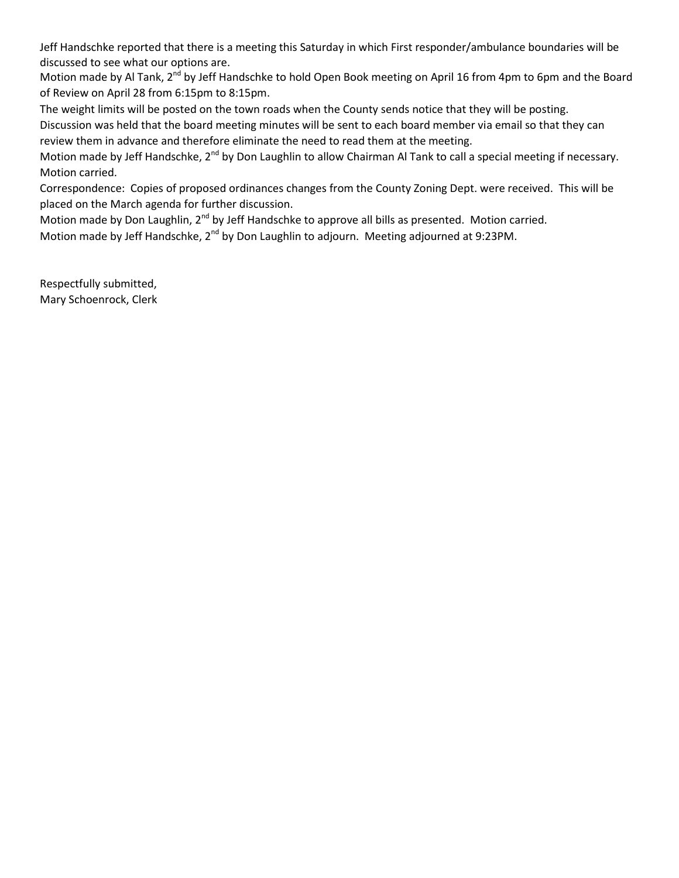Jeff Handschke reported that there is a meeting this Saturday in which First responder/ambulance boundaries will be discussed to see what our options are.

Motion made by Al Tank, 2nd by Jeff Handschke to hold Open Book meeting on April 16 from 4pm to 6pm and the Board of Review on April 28 from 6:15pm to 8:15pm.

The weight limits will be posted on the town roads when the County sends notice that they will be posting.

Discussion was held that the board meeting minutes will be sent to each board member via email so that they can review them in advance and therefore eliminate the need to read them at the meeting.

Motion made by Jeff Handschke, 2nd by Don Laughlin to allow Chairman Al Tank to call a special meeting if necessary. Motion carried.

Correspondence: Copies of proposed ordinances changes from the County Zoning Dept. were received. This will be placed on the March agenda for further discussion.

Motion made by Don Laughlin, 2nd by Jeff Handschke to approve all bills as presented. Motion carried.

Motion made by Jeff Handschke, 2nd by Don Laughlin to adjourn. Meeting adjourned at 9:23PM.

Respectfully submitted,
Mary Schoenrock, Clerk